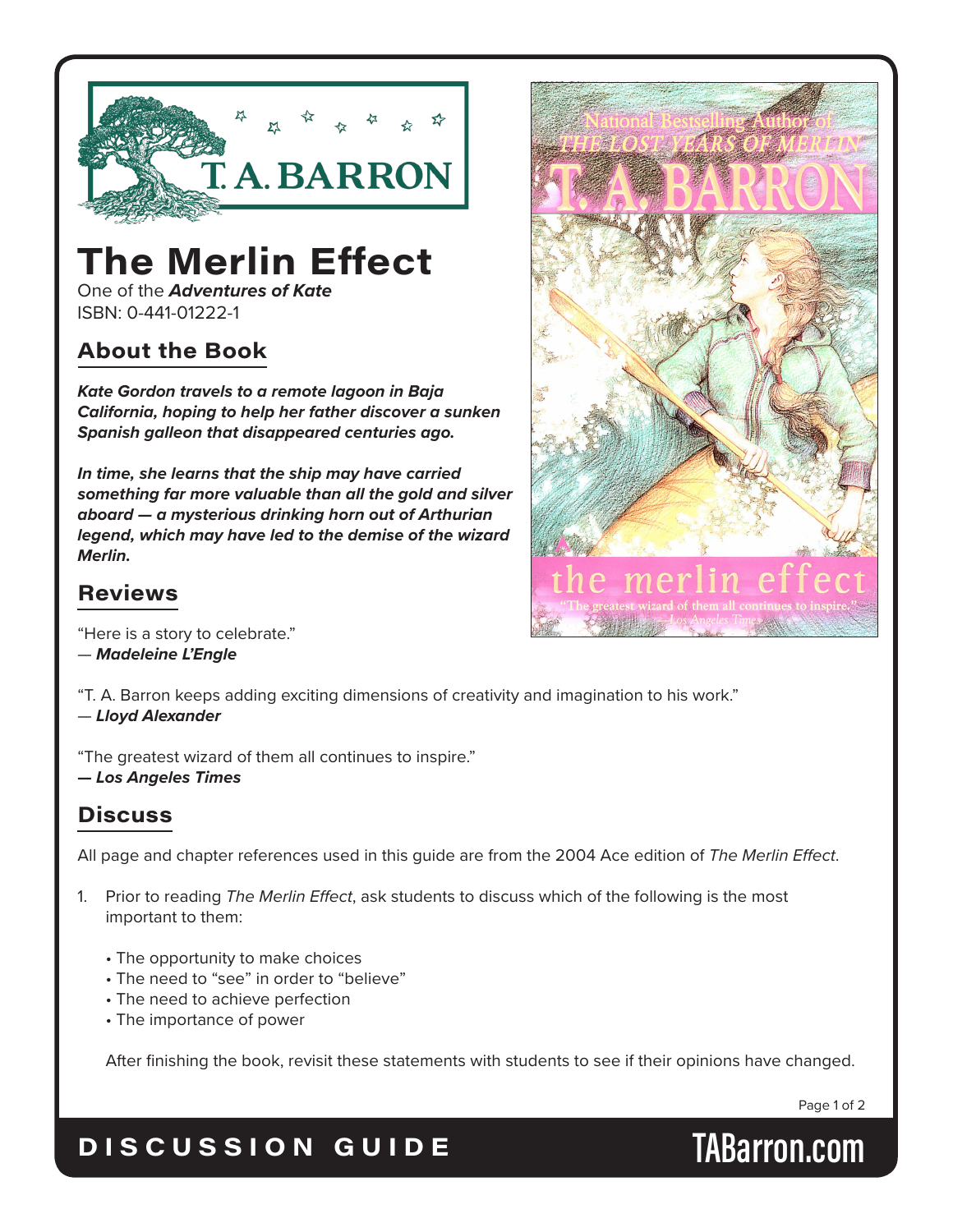# The Merlin Effect

One of the ***Adventures of Kate***
ISBN: 0-441-01222-1

## About the Book

***Kate Gordon travels to a remote lagoon in Baja California, hoping to help her father discover a sunken Spanish galleon that disappeared centuries ago.***

***In time, she learns that the ship may have carried something far more valuable than all the gold and silver aboard — a mysterious drinking horn out of Arthurian legend, which may have led to the demise of the wizard Merlin.***

## Reviews

"Here is a story to celebrate."
— ***Madeleine L'Engle***

"T. A. Barron keeps adding exciting dimensions of creativity and imagination to his work."
— ***Lloyd Alexander***

"The greatest wizard of them all continues to inspire."
***— Los Angeles Times***

## Discuss

All page and chapter references used in this guide are from the 2004 Ace edition of *The Merlin Effect*.

1. Prior to reading *The Merlin Effect*, ask students to discuss which of the following is the most important to them:

   - The opportunity to make choices
   - The need to "see" in order to "believe"
   - The need to achieve perfection
   - The importance of power

   After finishing the book, revisit these statements with students to see if their opinions have changed.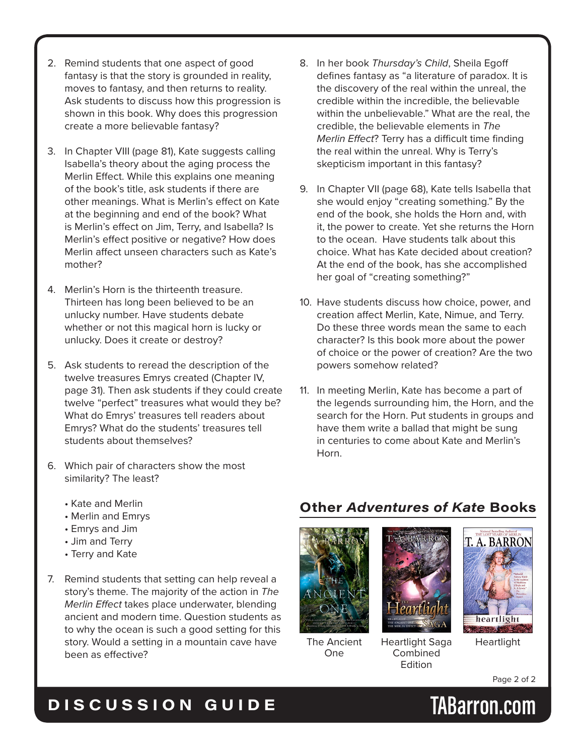2. Remind students that one aspect of good fantasy is that the story is grounded in reality, moves to fantasy, and then returns to reality. Ask students to discuss how this progression is shown in this book. Why does this progression create a more believable fantasy?

3. In Chapter VIII (page 81), Kate suggests calling Isabella's theory about the aging process the Merlin Effect. While this explains one meaning of the book's title, ask students if there are other meanings. What is Merlin's effect on Kate at the beginning and end of the book? What is Merlin's effect on Jim, Terry, and Isabella? Is Merlin's effect positive or negative? How does Merlin affect unseen characters such as Kate's mother?

4. Merlin's Horn is the thirteenth treasure. Thirteen has long been believed to be an unlucky number. Have students debate whether or not this magical horn is lucky or unlucky. Does it create or destroy?

5. Ask students to reread the description of the twelve treasures Emrys created (Chapter IV, page 31). Then ask students if they could create twelve "perfect" treasures what would they be? What do Emrys' treasures tell readers about Emrys? What do the students' treasures tell students about themselves?

6. Which pair of characters show the most similarity? The least?
   - Kate and Merlin
   - Merlin and Emrys
   - Emrys and Jim
   - Jim and Terry
   - Terry and Kate

7. Remind students that setting can help reveal a story's theme. The majority of the action in *The Merlin Effect* takes place underwater, blending ancient and modern time. Question students as to why the ocean is such a good setting for this story. Would a setting in a mountain cave have been as effective?

8. In her book *Thursday's Child*, Sheila Egoff defines fantasy as "a literature of paradox. It is the discovery of the real within the unreal, the credible within the incredible, the believable within the unbelievable." What are the real, the credible, the believable elements in *The Merlin Effect*? Terry has a difficult time finding the real within the unreal. Why is Terry's skepticism important in this fantasy?

9. In Chapter VII (page 68), Kate tells Isabella that she would enjoy "creating something." By the end of the book, she holds the Horn and, with it, the power to create. Yet she returns the Horn to the ocean. Have students talk about this choice. What has Kate decided about creation? At the end of the book, has she accomplished her goal of "creating something?"

10. Have students discuss how choice, power, and creation affect Merlin, Kate, Nimue, and Terry. Do these three words mean the same to each character? Is this book more about the power of choice or the power of creation? Are the two powers somehow related?

11. In meeting Merlin, Kate has become a part of the legends surrounding him, the Horn, and the search for the Horn. Put students in groups and have them write a ballad that might be sung in centuries to come about Kate and Merlin's Horn.

## Other *Adventures of Kate* Books

The Ancient One

Heartlight Saga Combined Edition

Heartlight

DISCUSSION GUIDE

TABarron.com